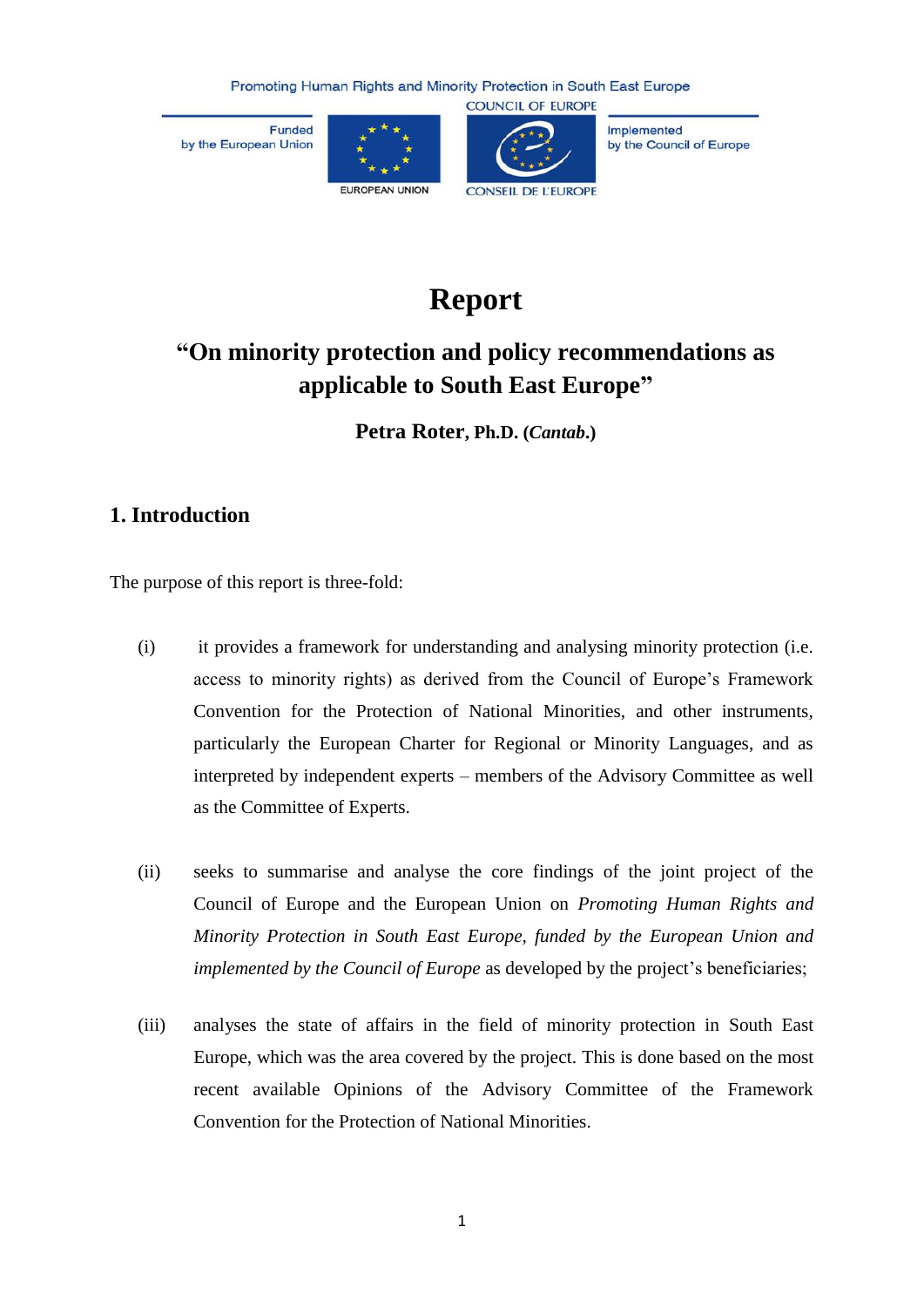Promoting Human Rights and Minority Protection in South East Europe

Funded by the European Union

EUROPEAN UNION

COUNCIL OF EUROPE

CONSEIL DE L'EUROPE

Implemented by the Council of Europe

# Report

## "On minority protection and policy recommendations as applicable to South East Europe"

**Petra Roter, Ph.D. (*Cantab*.)**

## 1. Introduction

The purpose of this report is three-fold:

(i) it provides a framework for understanding and analysing minority protection (i.e. access to minority rights) as derived from the Council of Europe's Framework Convention for the Protection of National Minorities, and other instruments, particularly the European Charter for Regional or Minority Languages, and as interpreted by independent experts – members of the Advisory Committee as well as the Committee of Experts.

(ii) seeks to summarise and analyse the core findings of the joint project of the Council of Europe and the European Union on *Promoting Human Rights and Minority Protection in South East Europe, funded by the European Union and implemented by the Council of Europe* as developed by the project's beneficiaries;

(iii) analyses the state of affairs in the field of minority protection in South East Europe, which was the area covered by the project. This is done based on the most recent available Opinions of the Advisory Committee of the Framework Convention for the Protection of National Minorities.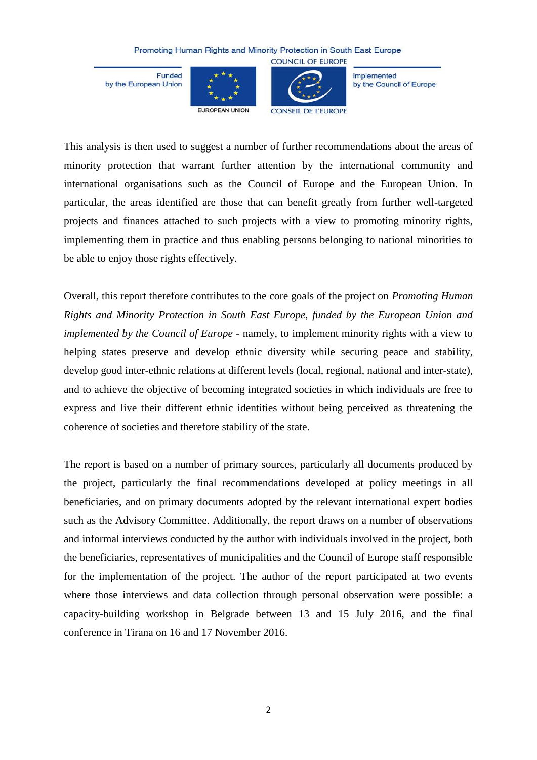This analysis is then used to suggest a number of further recommendations about the areas of minority protection that warrant further attention by the international community and international organisations such as the Council of Europe and the European Union. In particular, the areas identified are those that can benefit greatly from further well-targeted projects and finances attached to such projects with a view to promoting minority rights, implementing them in practice and thus enabling persons belonging to national minorities to be able to enjoy those rights effectively.

Overall, this report therefore contributes to the core goals of the project on *Promoting Human Rights and Minority Protection in South East Europe, funded by the European Union and implemented by the Council of Europe* - namely, to implement minority rights with a view to helping states preserve and develop ethnic diversity while securing peace and stability, develop good inter-ethnic relations at different levels (local, regional, national and inter-state), and to achieve the objective of becoming integrated societies in which individuals are free to express and live their different ethnic identities without being perceived as threatening the coherence of societies and therefore stability of the state.

The report is based on a number of primary sources, particularly all documents produced by the project, particularly the final recommendations developed at policy meetings in all beneficiaries, and on primary documents adopted by the relevant international expert bodies such as the Advisory Committee. Additionally, the report draws on a number of observations and informal interviews conducted by the author with individuals involved in the project, both the beneficiaries, representatives of municipalities and the Council of Europe staff responsible for the implementation of the project. The author of the report participated at two events where those interviews and data collection through personal observation were possible: a capacity-building workshop in Belgrade between 13 and 15 July 2016, and the final conference in Tirana on 16 and 17 November 2016.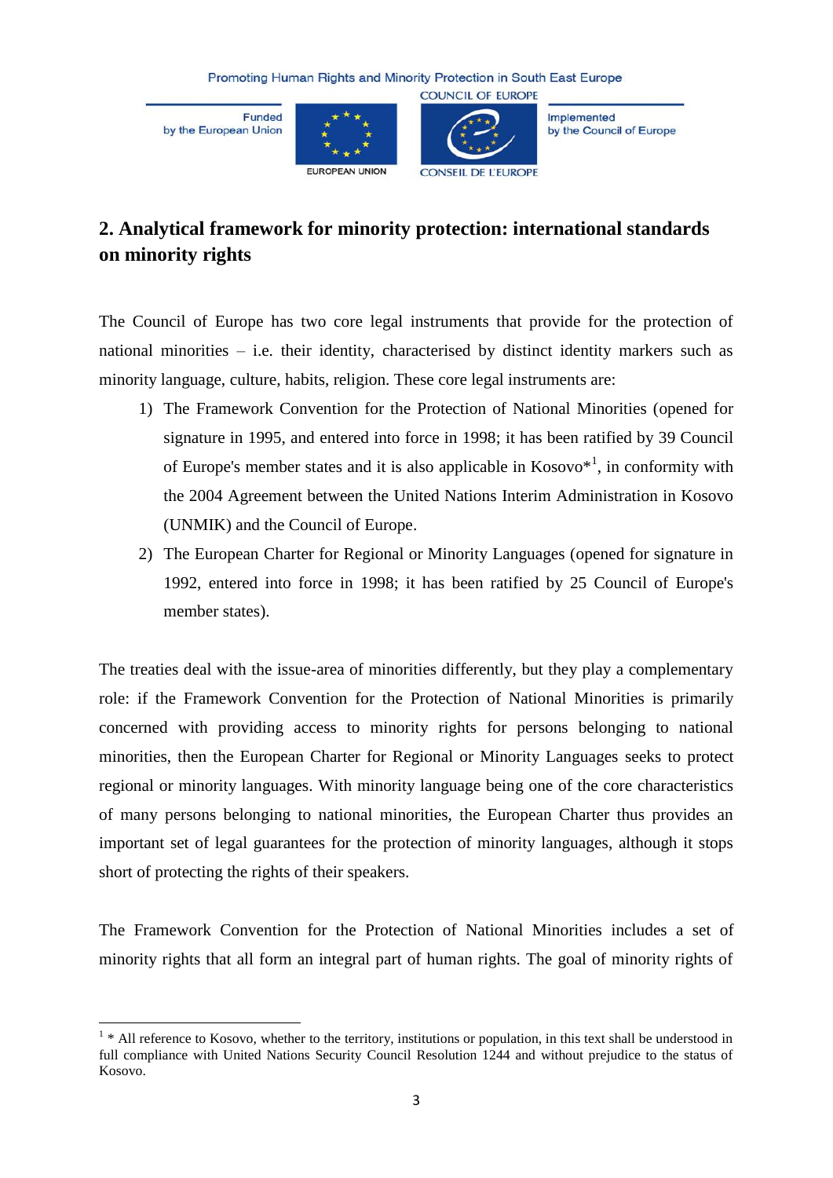## 2. Analytical framework for minority protection: international standards on minority rights

The Council of Europe has two core legal instruments that provide for the protection of national minorities – i.e. their identity, characterised by distinct identity markers such as minority language, culture, habits, religion. These core legal instruments are:

1) The Framework Convention for the Protection of National Minorities (opened for signature in 1995, and entered into force in 1998; it has been ratified by 39 Council of Europe's member states and it is also applicable in Kosovo*[1], in conformity with the 2004 Agreement between the United Nations Interim Administration in Kosovo (UNMIK) and the Council of Europe.
2) The European Charter for Regional or Minority Languages (opened for signature in 1992, entered into force in 1998; it has been ratified by 25 Council of Europe's member states).

The treaties deal with the issue-area of minorities differently, but they play a complementary role: if the Framework Convention for the Protection of National Minorities is primarily concerned with providing access to minority rights for persons belonging to national minorities, then the European Charter for Regional or Minority Languages seeks to protect regional or minority languages. With minority language being one of the core characteristics of many persons belonging to national minorities, the European Charter thus provides an important set of legal guarantees for the protection of minority languages, although it stops short of protecting the rights of their speakers.

The Framework Convention for the Protection of National Minorities includes a set of minority rights that all form an integral part of human rights. The goal of minority rights of

[1] * All reference to Kosovo, whether to the territory, institutions or population, in this text shall be understood in full compliance with United Nations Security Council Resolution 1244 and without prejudice to the status of Kosovo.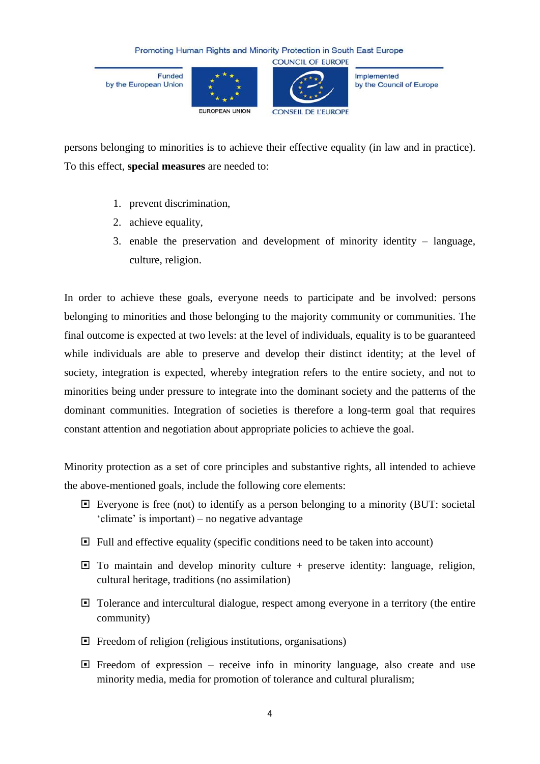persons belonging to minorities is to achieve their effective equality (in law and in practice). To this effect, **special measures** are needed to:

1. prevent discrimination,
2. achieve equality,
3. enable the preservation and development of minority identity – language, culture, religion.

In order to achieve these goals, everyone needs to participate and be involved: persons belonging to minorities and those belonging to the majority community or communities. The final outcome is expected at two levels: at the level of individuals, equality is to be guaranteed while individuals are able to preserve and develop their distinct identity; at the level of society, integration is expected, whereby integration refers to the entire society, and not to minorities being under pressure to integrate into the dominant society and the patterns of the dominant communities. Integration of societies is therefore a long-term goal that requires constant attention and negotiation about appropriate policies to achieve the goal.

Minority protection as a set of core principles and substantive rights, all intended to achieve the above-mentioned goals, include the following core elements:

- Everyone is free (not) to identify as a person belonging to a minority (BUT: societal 'climate' is important) – no negative advantage
- Full and effective equality (specific conditions need to be taken into account)
- To maintain and develop minority culture + preserve identity: language, religion, cultural heritage, traditions (no assimilation)
- Tolerance and intercultural dialogue, respect among everyone in a territory (the entire community)
- Freedom of religion (religious institutions, organisations)
- Freedom of expression – receive info in minority language, also create and use minority media, media for promotion of tolerance and cultural pluralism;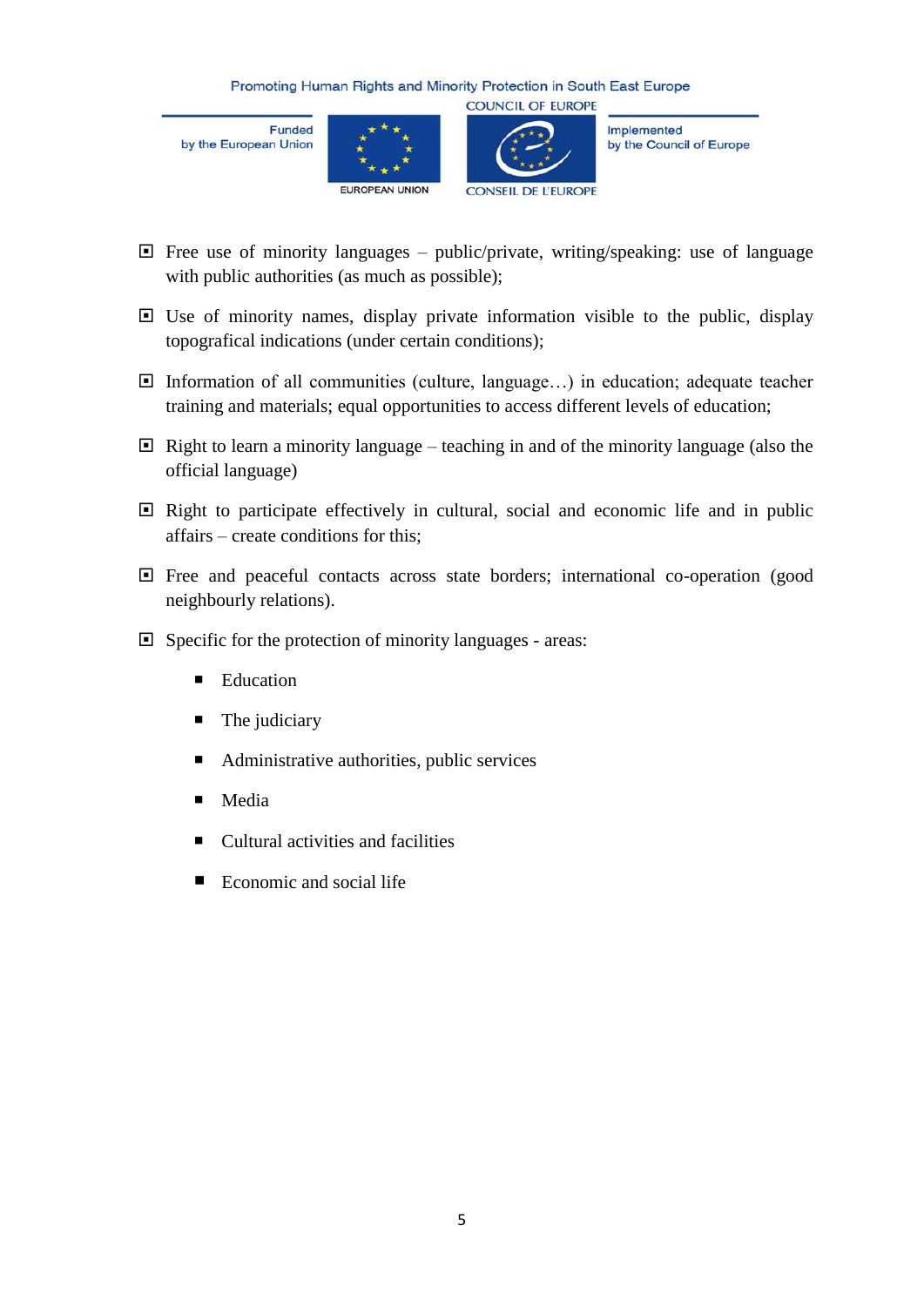- Free use of minority languages – public/private, writing/speaking: use of language with public authorities (as much as possible);
- Use of minority names, display private information visible to the public, display topografical indications (under certain conditions);
- Information of all communities (culture, language…) in education; adequate teacher training and materials; equal opportunities to access different levels of education;
- Right to learn a minority language – teaching in and of the minority language (also the official language)
- Right to participate effectively in cultural, social and economic life and in public affairs – create conditions for this;
- Free and peaceful contacts across state borders; international co-operation (good neighbourly relations).
- Specific for the protection of minority languages - areas:
  - Education
  - The judiciary
  - Administrative authorities, public services
  - Media
  - Cultural activities and facilities
  - Economic and social life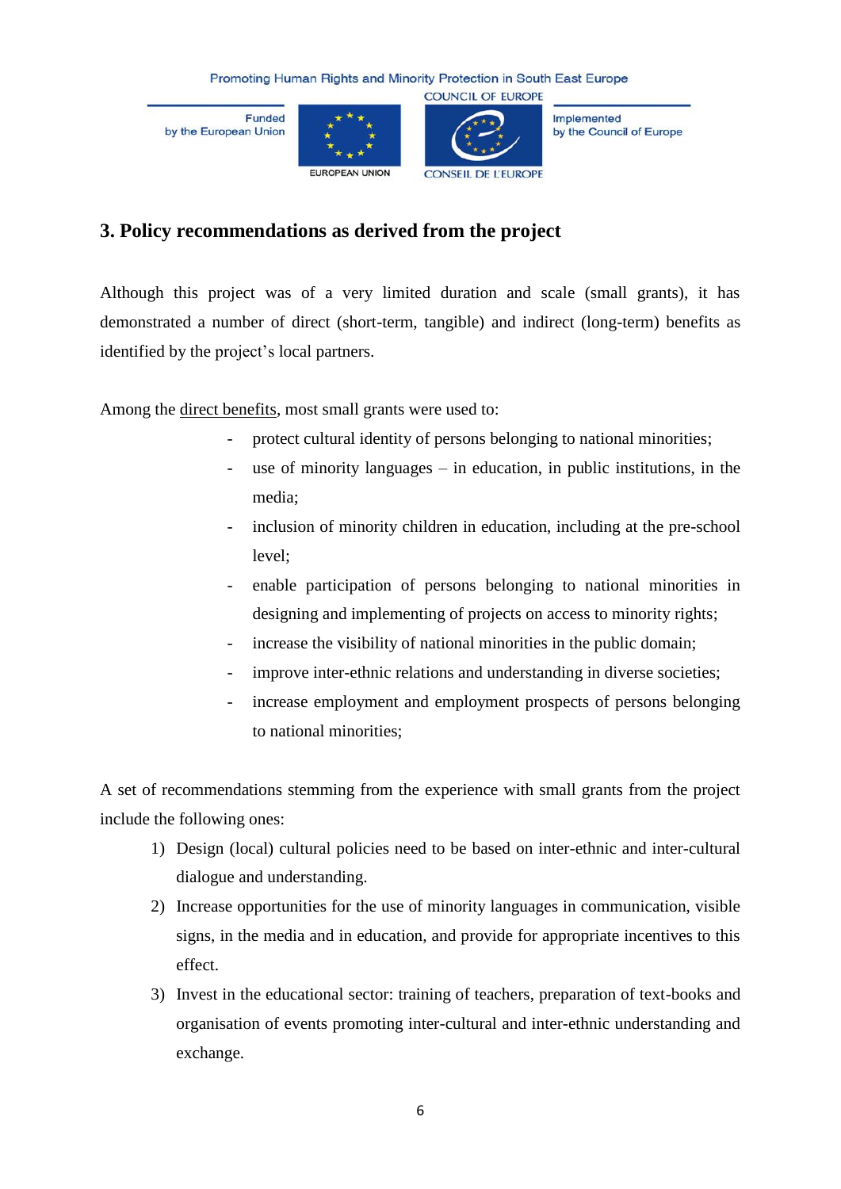## 3. Policy recommendations as derived from the project

Although this project was of a very limited duration and scale (small grants), it has demonstrated a number of direct (short-term, tangible) and indirect (long-term) benefits as identified by the project's local partners.

Among the direct benefits, most small grants were used to:

- protect cultural identity of persons belonging to national minorities;
- use of minority languages – in education, in public institutions, in the media;
- inclusion of minority children in education, including at the pre-school level;
- enable participation of persons belonging to national minorities in designing and implementing of projects on access to minority rights;
- increase the visibility of national minorities in the public domain;
- improve inter-ethnic relations and understanding in diverse societies;
- increase employment and employment prospects of persons belonging to national minorities;

A set of recommendations stemming from the experience with small grants from the project include the following ones:

1) Design (local) cultural policies need to be based on inter-ethnic and inter-cultural dialogue and understanding.
2) Increase opportunities for the use of minority languages in communication, visible signs, in the media and in education, and provide for appropriate incentives to this effect.
3) Invest in the educational sector: training of teachers, preparation of text-books and organisation of events promoting inter-cultural and inter-ethnic understanding and exchange.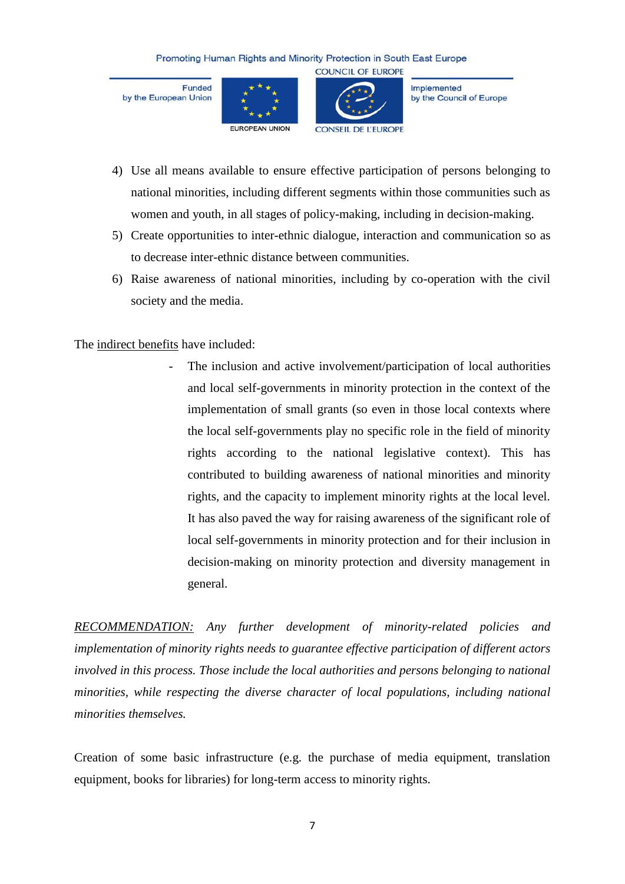4) Use all means available to ensure effective participation of persons belonging to national minorities, including different segments within those communities such as women and youth, in all stages of policy-making, including in decision-making.
5) Create opportunities to inter-ethnic dialogue, interaction and communication so as to decrease inter-ethnic distance between communities.
6) Raise awareness of national minorities, including by co-operation with the civil society and the media.

The <u>indirect benefits</u> have included:

- The inclusion and active involvement/participation of local authorities and local self-governments in minority protection in the context of the implementation of small grants (so even in those local contexts where the local self-governments play no specific role in the field of minority rights according to the national legislative context). This has contributed to building awareness of national minorities and minority rights, and the capacity to implement minority rights at the local level. It has also paved the way for raising awareness of the significant role of local self-governments in minority protection and for their inclusion in decision-making on minority protection and diversity management in general.

*<u>RECOMMENDATION:</u> Any further development of minority-related policies and implementation of minority rights needs to guarantee effective participation of different actors involved in this process. Those include the local authorities and persons belonging to national minorities, while respecting the diverse character of local populations, including national minorities themselves.*

Creation of some basic infrastructure (e.g. the purchase of media equipment, translation equipment, books for libraries) for long-term access to minority rights.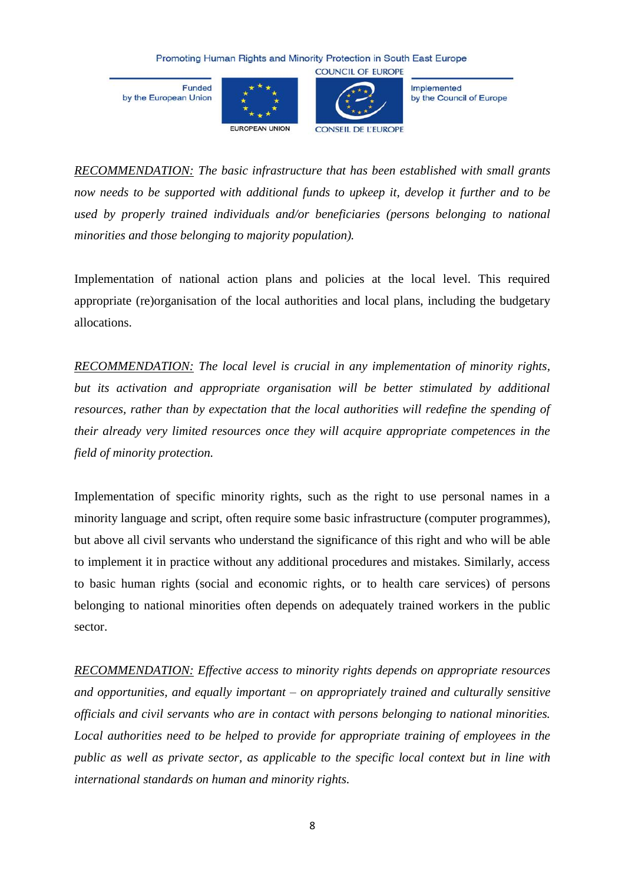*<u>RECOMMENDATION:</u> The basic infrastructure that has been established with small grants now needs to be supported with additional funds to upkeep it, develop it further and to be used by properly trained individuals and/or beneficiaries (persons belonging to national minorities and those belonging to majority population).*

Implementation of national action plans and policies at the local level. This required appropriate (re)organisation of the local authorities and local plans, including the budgetary allocations.

*<u>RECOMMENDATION:</u> The local level is crucial in any implementation of minority rights, but its activation and appropriate organisation will be better stimulated by additional resources, rather than by expectation that the local authorities will redefine the spending of their already very limited resources once they will acquire appropriate competences in the field of minority protection.*

Implementation of specific minority rights, such as the right to use personal names in a minority language and script, often require some basic infrastructure (computer programmes), but above all civil servants who understand the significance of this right and who will be able to implement it in practice without any additional procedures and mistakes. Similarly, access to basic human rights (social and economic rights, or to health care services) of persons belonging to national minorities often depends on adequately trained workers in the public sector.

*<u>RECOMMENDATION:</u> Effective access to minority rights depends on appropriate resources and opportunities, and equally important – on appropriately trained and culturally sensitive officials and civil servants who are in contact with persons belonging to national minorities. Local authorities need to be helped to provide for appropriate training of employees in the public as well as private sector, as applicable to the specific local context but in line with international standards on human and minority rights.*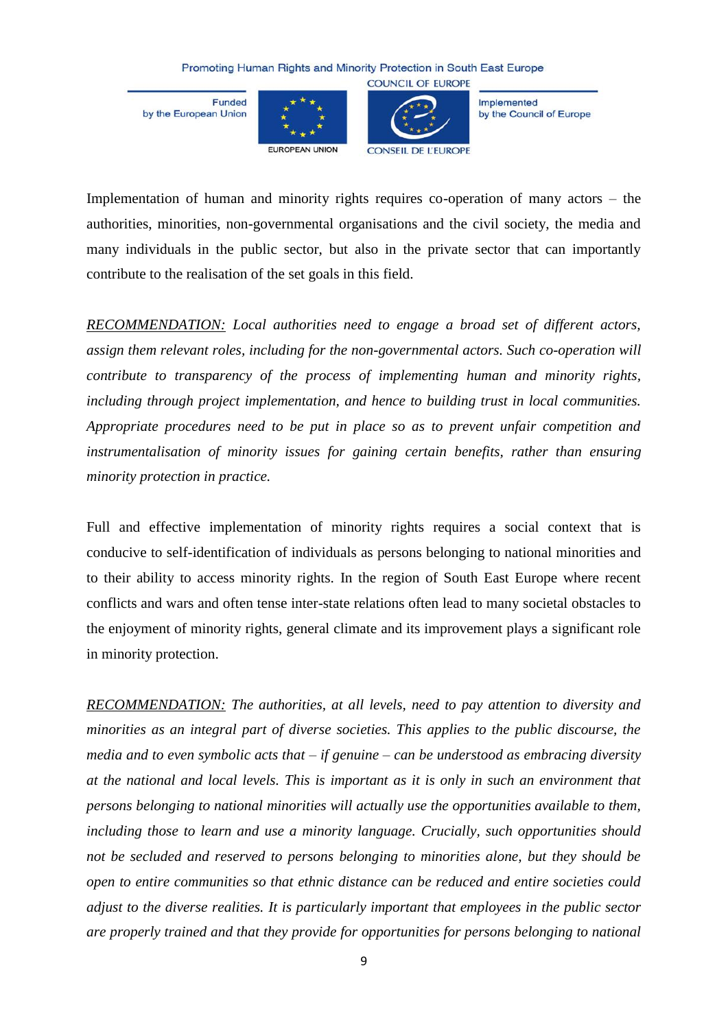Implementation of human and minority rights requires co-operation of many actors – the authorities, minorities, non-governmental organisations and the civil society, the media and many individuals in the public sector, but also in the private sector that can importantly contribute to the realisation of the set goals in this field.

*<u>RECOMMENDATION:</u> Local authorities need to engage a broad set of different actors, assign them relevant roles, including for the non-governmental actors. Such co-operation will contribute to transparency of the process of implementing human and minority rights, including through project implementation, and hence to building trust in local communities. Appropriate procedures need to be put in place so as to prevent unfair competition and instrumentalisation of minority issues for gaining certain benefits, rather than ensuring minority protection in practice.*

Full and effective implementation of minority rights requires a social context that is conducive to self-identification of individuals as persons belonging to national minorities and to their ability to access minority rights. In the region of South East Europe where recent conflicts and wars and often tense inter-state relations often lead to many societal obstacles to the enjoyment of minority rights, general climate and its improvement plays a significant role in minority protection.

*<u>RECOMMENDATION:</u> The authorities, at all levels, need to pay attention to diversity and minorities as an integral part of diverse societies. This applies to the public discourse, the media and to even symbolic acts that – if genuine – can be understood as embracing diversity at the national and local levels. This is important as it is only in such an environment that persons belonging to national minorities will actually use the opportunities available to them, including those to learn and use a minority language. Crucially, such opportunities should not be secluded and reserved to persons belonging to minorities alone, but they should be open to entire communities so that ethnic distance can be reduced and entire societies could adjust to the diverse realities. It is particularly important that employees in the public sector are properly trained and that they provide for opportunities for persons belonging to national*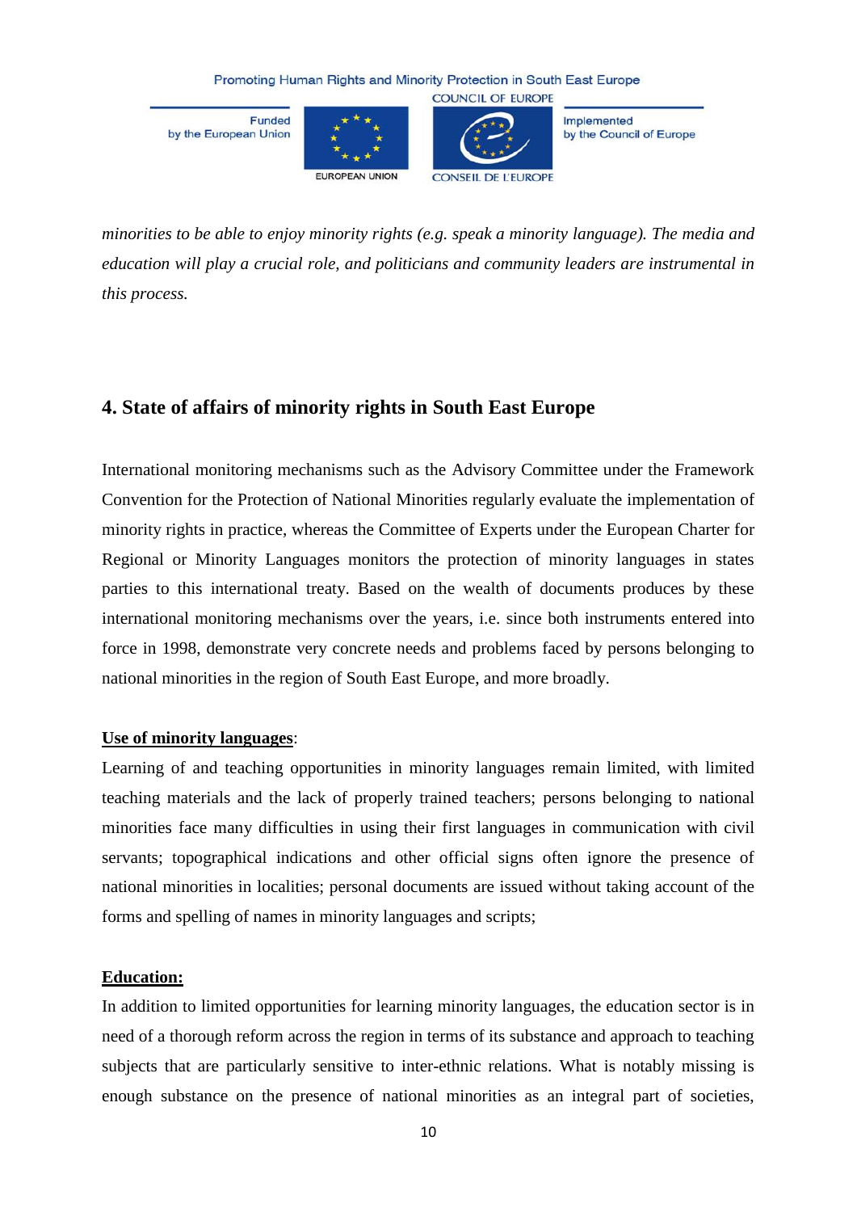*minorities to be able to enjoy minority rights (e.g. speak a minority language). The media and education will play a crucial role, and politicians and community leaders are instrumental in this process.*

## 4. State of affairs of minority rights in South East Europe

International monitoring mechanisms such as the Advisory Committee under the Framework Convention for the Protection of National Minorities regularly evaluate the implementation of minority rights in practice, whereas the Committee of Experts under the European Charter for Regional or Minority Languages monitors the protection of minority languages in states parties to this international treaty. Based on the wealth of documents produces by these international monitoring mechanisms over the years, i.e. since both instruments entered into force in 1998, demonstrate very concrete needs and problems faced by persons belonging to national minorities in the region of South East Europe, and more broadly.

**Use of minority languages**:

Learning of and teaching opportunities in minority languages remain limited, with limited teaching materials and the lack of properly trained teachers; persons belonging to national minorities face many difficulties in using their first languages in communication with civil servants; topographical indications and other official signs often ignore the presence of national minorities in localities; personal documents are issued without taking account of the forms and spelling of names in minority languages and scripts;

**Education:**

In addition to limited opportunities for learning minority languages, the education sector is in need of a thorough reform across the region in terms of its substance and approach to teaching subjects that are particularly sensitive to inter-ethnic relations. What is notably missing is enough substance on the presence of national minorities as an integral part of societies,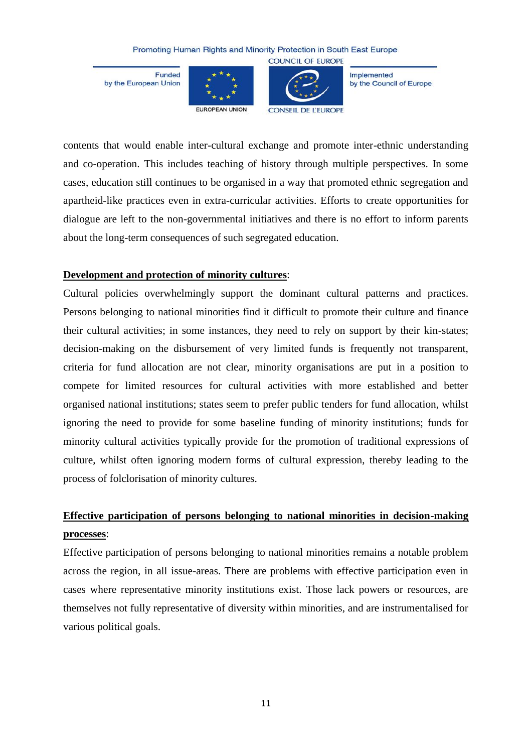contents that would enable inter-cultural exchange and promote inter-ethnic understanding and co-operation. This includes teaching of history through multiple perspectives. In some cases, education still continues to be organised in a way that promoted ethnic segregation and apartheid-like practices even in extra-curricular activities. Efforts to create opportunities for dialogue are left to the non-governmental initiatives and there is no effort to inform parents about the long-term consequences of such segregated education.

**Development and protection of minority cultures**:

Cultural policies overwhelmingly support the dominant cultural patterns and practices. Persons belonging to national minorities find it difficult to promote their culture and finance their cultural activities; in some instances, they need to rely on support by their kin-states; decision-making on the disbursement of very limited funds is frequently not transparent, criteria for fund allocation are not clear, minority organisations are put in a position to compete for limited resources for cultural activities with more established and better organised national institutions; states seem to prefer public tenders for fund allocation, whilst ignoring the need to provide for some baseline funding of minority institutions; funds for minority cultural activities typically provide for the promotion of traditional expressions of culture, whilst often ignoring modern forms of cultural expression, thereby leading to the process of folclorisation of minority cultures.

**Effective participation of persons belonging to national minorities in decision-making processes**:

Effective participation of persons belonging to national minorities remains a notable problem across the region, in all issue-areas. There are problems with effective participation even in cases where representative minority institutions exist. Those lack powers or resources, are themselves not fully representative of diversity within minorities, and are instrumentalised for various political goals.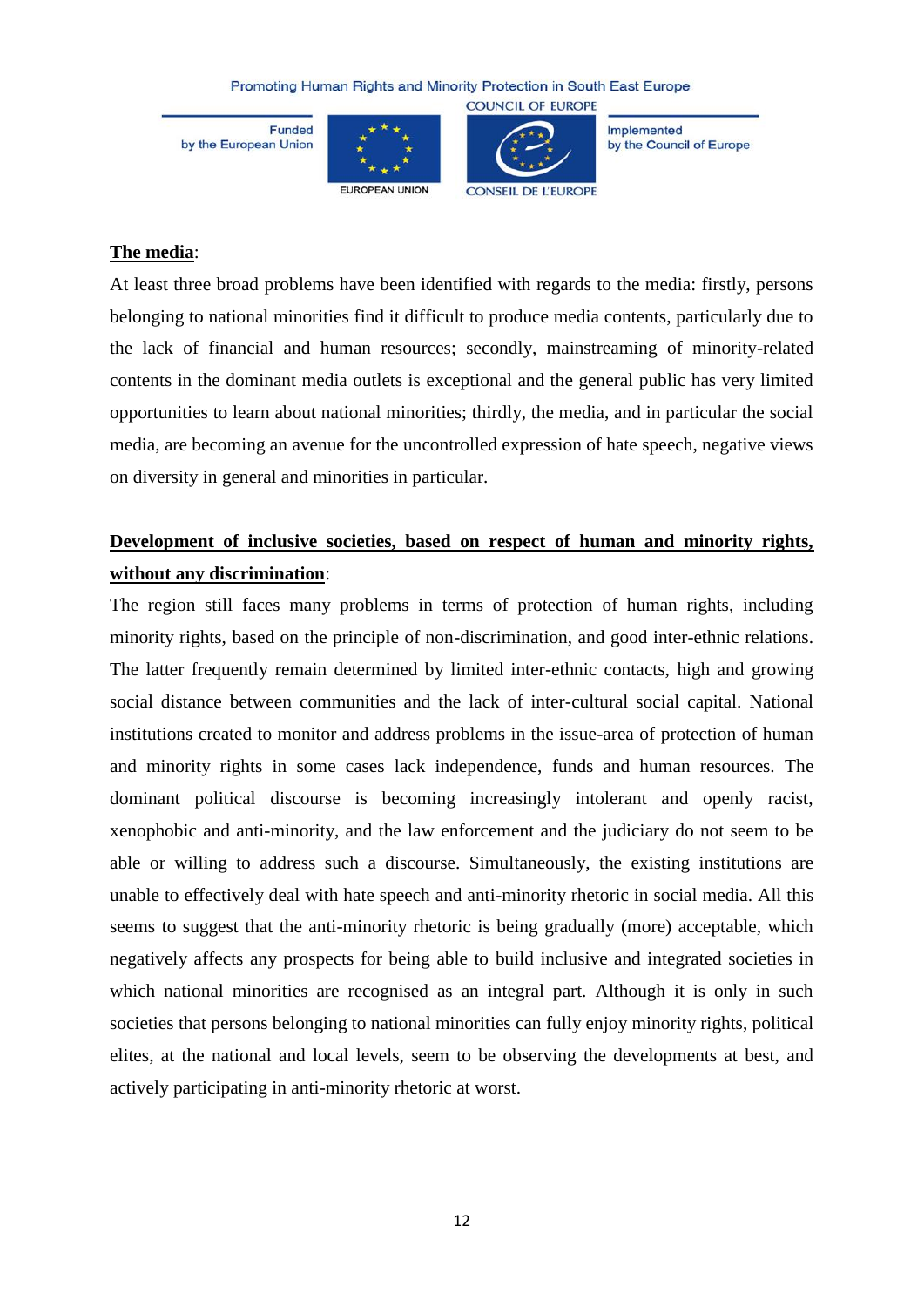**<u>The media</u>**:

At least three broad problems have been identified with regards to the media: firstly, persons belonging to national minorities find it difficult to produce media contents, particularly due to the lack of financial and human resources; secondly, mainstreaming of minority-related contents in the dominant media outlets is exceptional and the general public has very limited opportunities to learn about national minorities; thirdly, the media, and in particular the social media, are becoming an avenue for the uncontrolled expression of hate speech, negative views on diversity in general and minorities in particular.

**<u>Development of inclusive societies, based on respect of human and minority rights, without any discrimination</u>**:

The region still faces many problems in terms of protection of human rights, including minority rights, based on the principle of non-discrimination, and good inter-ethnic relations. The latter frequently remain determined by limited inter-ethnic contacts, high and growing social distance between communities and the lack of inter-cultural social capital. National institutions created to monitor and address problems in the issue-area of protection of human and minority rights in some cases lack independence, funds and human resources. The dominant political discourse is becoming increasingly intolerant and openly racist, xenophobic and anti-minority, and the law enforcement and the judiciary do not seem to be able or willing to address such a discourse. Simultaneously, the existing institutions are unable to effectively deal with hate speech and anti-minority rhetoric in social media. All this seems to suggest that the anti-minority rhetoric is being gradually (more) acceptable, which negatively affects any prospects for being able to build inclusive and integrated societies in which national minorities are recognised as an integral part. Although it is only in such societies that persons belonging to national minorities can fully enjoy minority rights, political elites, at the national and local levels, seem to be observing the developments at best, and actively participating in anti-minority rhetoric at worst.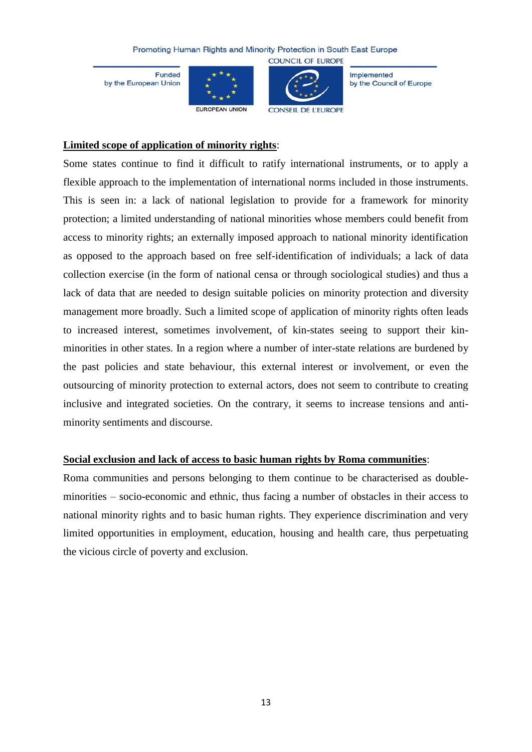**Limited scope of application of minority rights**:

Some states continue to find it difficult to ratify international instruments, or to apply a flexible approach to the implementation of international norms included in those instruments. This is seen in: a lack of national legislation to provide for a framework for minority protection; a limited understanding of national minorities whose members could benefit from access to minority rights; an externally imposed approach to national minority identification as opposed to the approach based on free self-identification of individuals; a lack of data collection exercise (in the form of national censa or through sociological studies) and thus a lack of data that are needed to design suitable policies on minority protection and diversity management more broadly. Such a limited scope of application of minority rights often leads to increased interest, sometimes involvement, of kin-states seeing to support their kin-minorities in other states. In a region where a number of inter-state relations are burdened by the past policies and state behaviour, this external interest or involvement, or even the outsourcing of minority protection to external actors, does not seem to contribute to creating inclusive and integrated societies. On the contrary, it seems to increase tensions and anti-minority sentiments and discourse.

**Social exclusion and lack of access to basic human rights by Roma communities**:

Roma communities and persons belonging to them continue to be characterised as double-minorities – socio-economic and ethnic, thus facing a number of obstacles in their access to national minority rights and to basic human rights. They experience discrimination and very limited opportunities in employment, education, housing and health care, thus perpetuating the vicious circle of poverty and exclusion.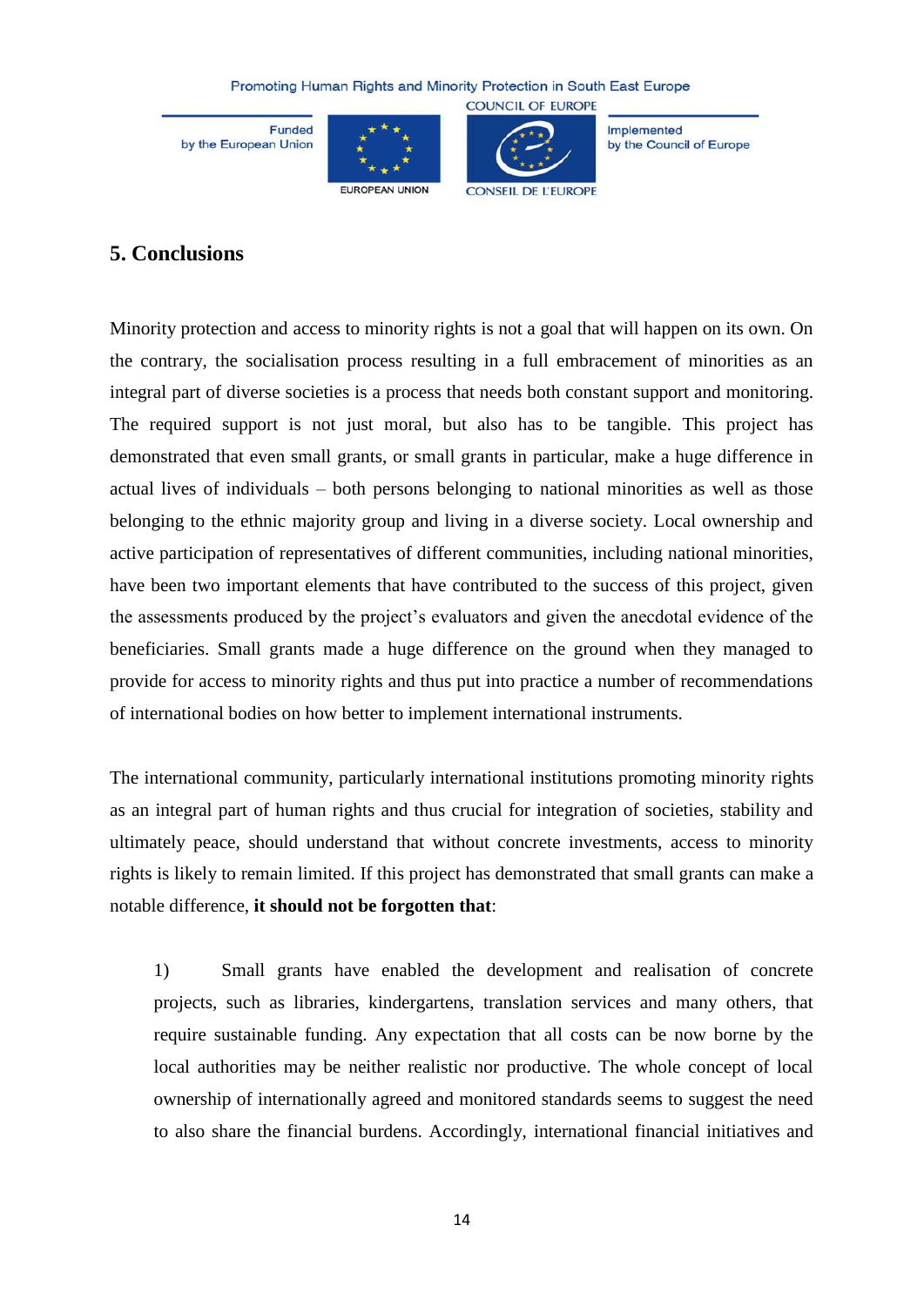## 5. Conclusions

Minority protection and access to minority rights is not a goal that will happen on its own. On the contrary, the socialisation process resulting in a full embracement of minorities as an integral part of diverse societies is a process that needs both constant support and monitoring. The required support is not just moral, but also has to be tangible. This project has demonstrated that even small grants, or small grants in particular, make a huge difference in actual lives of individuals – both persons belonging to national minorities as well as those belonging to the ethnic majority group and living in a diverse society. Local ownership and active participation of representatives of different communities, including national minorities, have been two important elements that have contributed to the success of this project, given the assessments produced by the project's evaluators and given the anecdotal evidence of the beneficiaries. Small grants made a huge difference on the ground when they managed to provide for access to minority rights and thus put into practice a number of recommendations of international bodies on how better to implement international instruments.

The international community, particularly international institutions promoting minority rights as an integral part of human rights and thus crucial for integration of societies, stability and ultimately peace, should understand that without concrete investments, access to minority rights is likely to remain limited. If this project has demonstrated that small grants can make a notable difference, **it should not be forgotten that**:

1) Small grants have enabled the development and realisation of concrete projects, such as libraries, kindergartens, translation services and many others, that require sustainable funding. Any expectation that all costs can be now borne by the local authorities may be neither realistic nor productive. The whole concept of local ownership of internationally agreed and monitored standards seems to suggest the need to also share the financial burdens. Accordingly, international financial initiatives and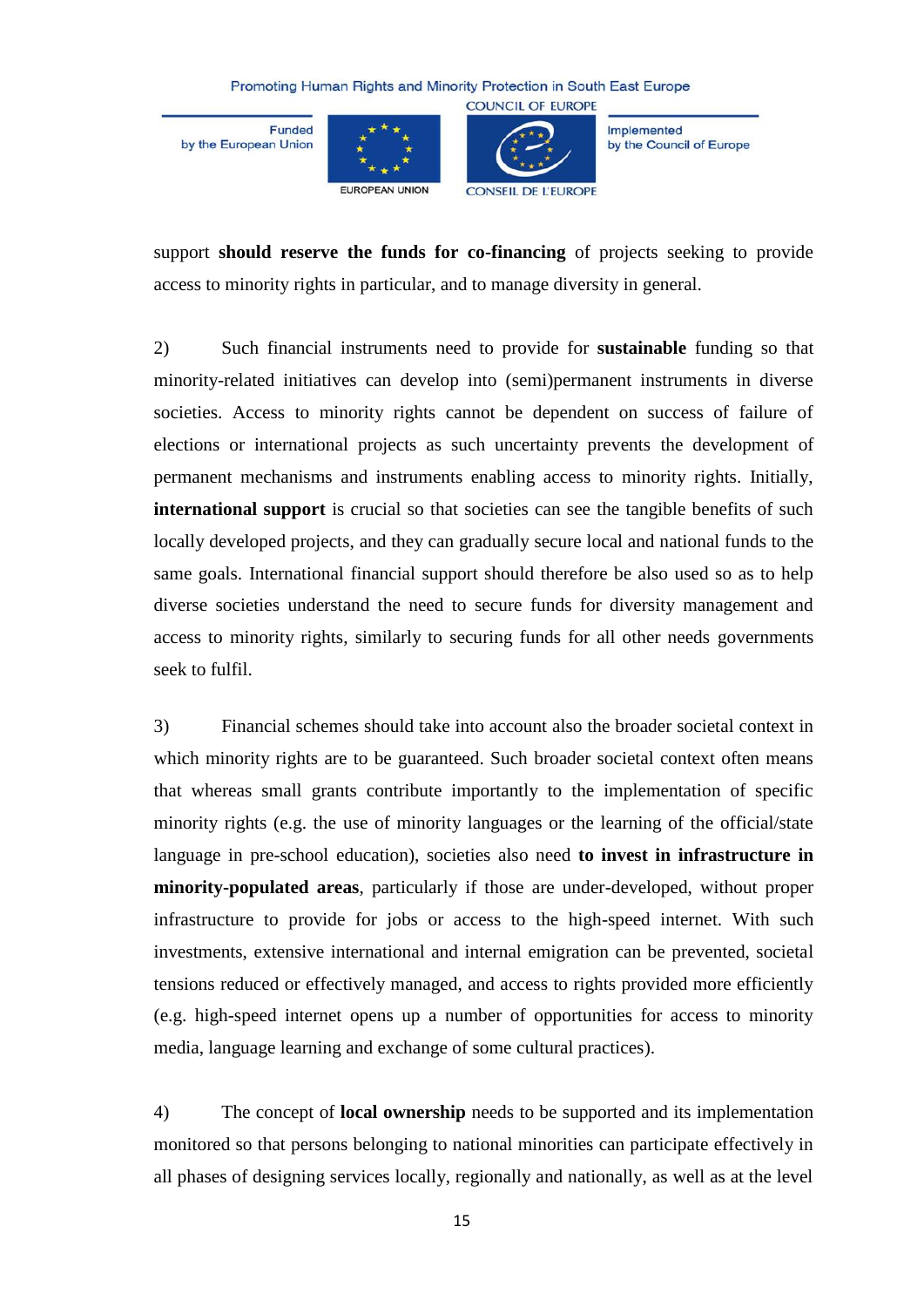support **should reserve the funds for co-financing** of projects seeking to provide access to minority rights in particular, and to manage diversity in general.

2) Such financial instruments need to provide for **sustainable** funding so that minority-related initiatives can develop into (semi)permanent instruments in diverse societies. Access to minority rights cannot be dependent on success of failure of elections or international projects as such uncertainty prevents the development of permanent mechanisms and instruments enabling access to minority rights. Initially, **international support** is crucial so that societies can see the tangible benefits of such locally developed projects, and they can gradually secure local and national funds to the same goals. International financial support should therefore be also used so as to help diverse societies understand the need to secure funds for diversity management and access to minority rights, similarly to securing funds for all other needs governments seek to fulfil.

3) Financial schemes should take into account also the broader societal context in which minority rights are to be guaranteed. Such broader societal context often means that whereas small grants contribute importantly to the implementation of specific minority rights (e.g. the use of minority languages or the learning of the official/state language in pre-school education), societies also need **to invest in infrastructure in minority-populated areas**, particularly if those are under-developed, without proper infrastructure to provide for jobs or access to the high-speed internet. With such investments, extensive international and internal emigration can be prevented, societal tensions reduced or effectively managed, and access to rights provided more efficiently (e.g. high-speed internet opens up a number of opportunities for access to minority media, language learning and exchange of some cultural practices).

4) The concept of **local ownership** needs to be supported and its implementation monitored so that persons belonging to national minorities can participate effectively in all phases of designing services locally, regionally and nationally, as well as at the level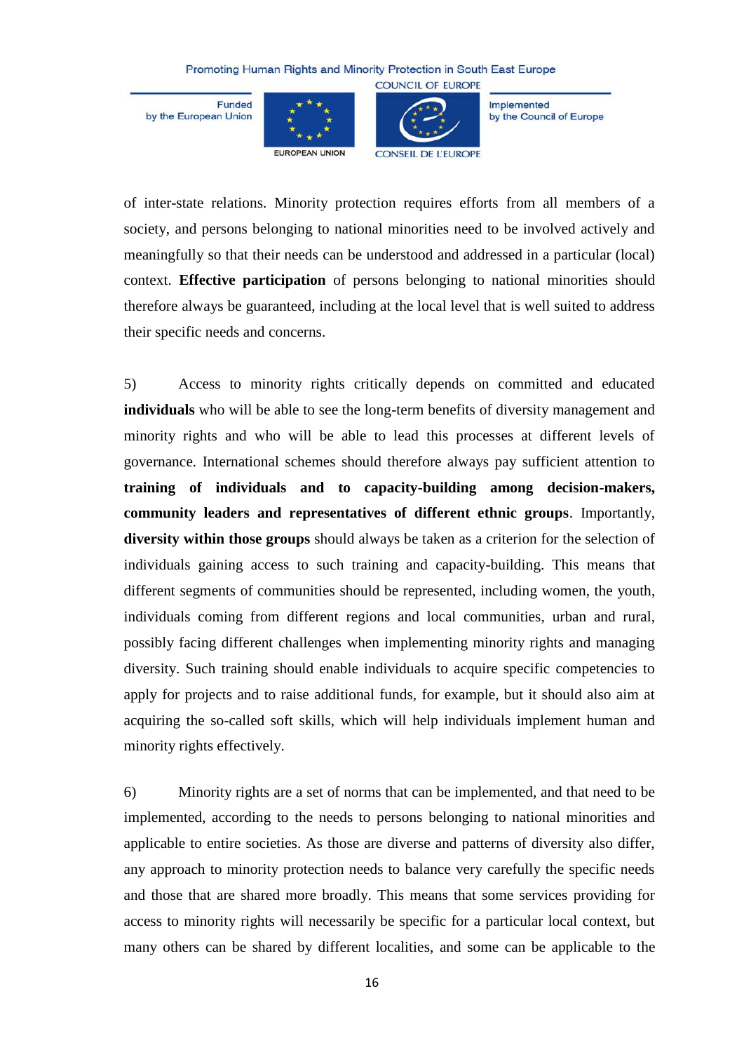of inter-state relations. Minority protection requires efforts from all members of a society, and persons belonging to national minorities need to be involved actively and meaningfully so that their needs can be understood and addressed in a particular (local) context. **Effective participation** of persons belonging to national minorities should therefore always be guaranteed, including at the local level that is well suited to address their specific needs and concerns.

5) Access to minority rights critically depends on committed and educated **individuals** who will be able to see the long-term benefits of diversity management and minority rights and who will be able to lead this processes at different levels of governance. International schemes should therefore always pay sufficient attention to **training of individuals and to capacity-building among decision-makers, community leaders and representatives of different ethnic groups**. Importantly, **diversity within those groups** should always be taken as a criterion for the selection of individuals gaining access to such training and capacity-building. This means that different segments of communities should be represented, including women, the youth, individuals coming from different regions and local communities, urban and rural, possibly facing different challenges when implementing minority rights and managing diversity. Such training should enable individuals to acquire specific competencies to apply for projects and to raise additional funds, for example, but it should also aim at acquiring the so-called soft skills, which will help individuals implement human and minority rights effectively.

6) Minority rights are a set of norms that can be implemented, and that need to be implemented, according to the needs to persons belonging to national minorities and applicable to entire societies. As those are diverse and patterns of diversity also differ, any approach to minority protection needs to balance very carefully the specific needs and those that are shared more broadly. This means that some services providing for access to minority rights will necessarily be specific for a particular local context, but many others can be shared by different localities, and some can be applicable to the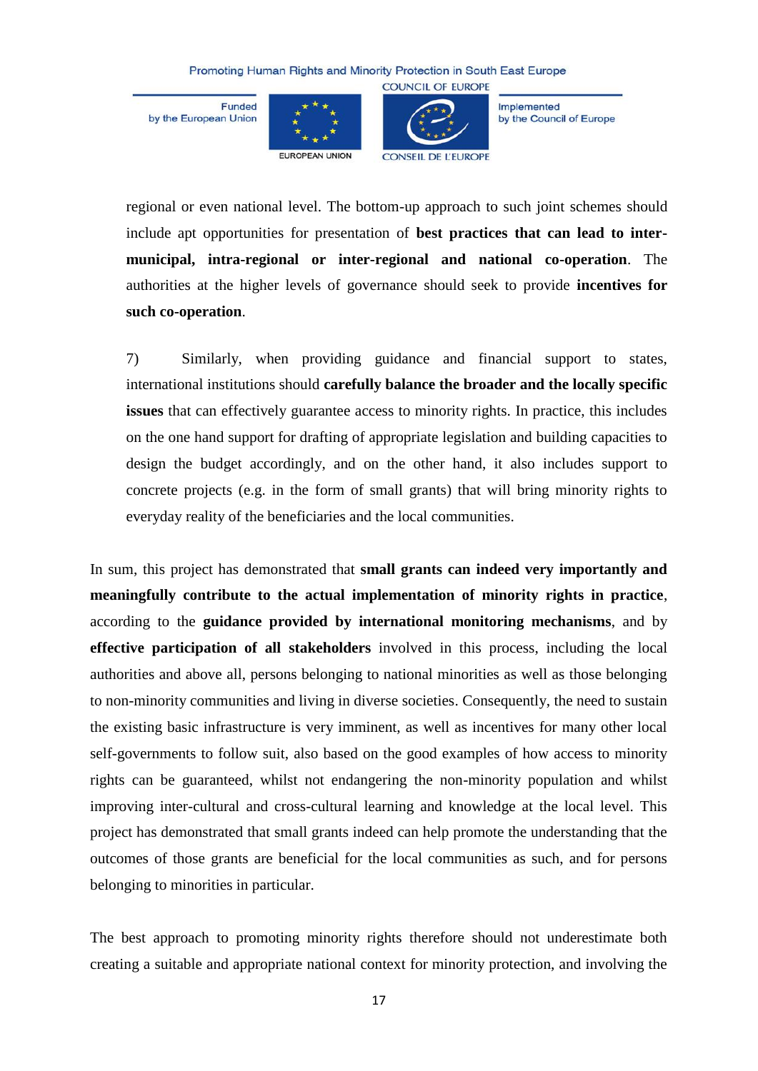regional or even national level. The bottom-up approach to such joint schemes should include apt opportunities for presentation of **best practices that can lead to inter-municipal, intra-regional or inter-regional and national co-operation**. The authorities at the higher levels of governance should seek to provide **incentives for such co-operation**.

7) Similarly, when providing guidance and financial support to states, international institutions should **carefully balance the broader and the locally specific issues** that can effectively guarantee access to minority rights. In practice, this includes on the one hand support for drafting of appropriate legislation and building capacities to design the budget accordingly, and on the other hand, it also includes support to concrete projects (e.g. in the form of small grants) that will bring minority rights to everyday reality of the beneficiaries and the local communities.

In sum, this project has demonstrated that **small grants can indeed very importantly and meaningfully contribute to the actual implementation of minority rights in practice**, according to the **guidance provided by international monitoring mechanisms**, and by **effective participation of all stakeholders** involved in this process, including the local authorities and above all, persons belonging to national minorities as well as those belonging to non-minority communities and living in diverse societies. Consequently, the need to sustain the existing basic infrastructure is very imminent, as well as incentives for many other local self-governments to follow suit, also based on the good examples of how access to minority rights can be guaranteed, whilst not endangering the non-minority population and whilst improving inter-cultural and cross-cultural learning and knowledge at the local level. This project has demonstrated that small grants indeed can help promote the understanding that the outcomes of those grants are beneficial for the local communities as such, and for persons belonging to minorities in particular.

The best approach to promoting minority rights therefore should not underestimate both creating a suitable and appropriate national context for minority protection, and involving the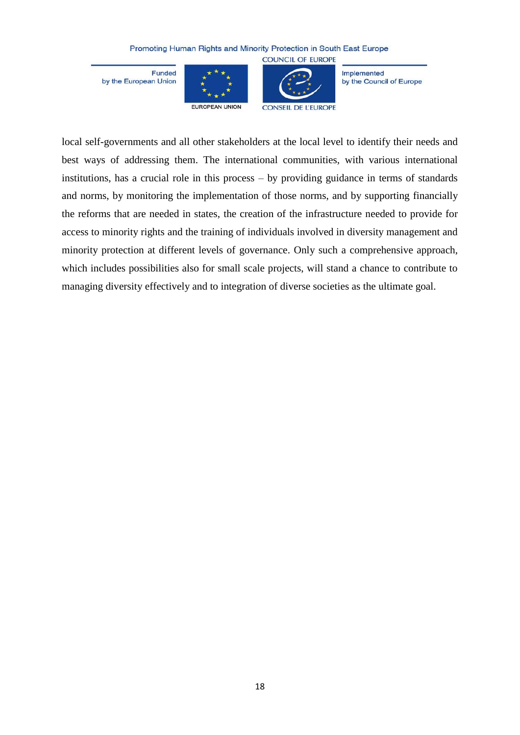local self-governments and all other stakeholders at the local level to identify their needs and best ways of addressing them. The international communities, with various international institutions, has a crucial role in this process – by providing guidance in terms of standards and norms, by monitoring the implementation of those norms, and by supporting financially the reforms that are needed in states, the creation of the infrastructure needed to provide for access to minority rights and the training of individuals involved in diversity management and minority protection at different levels of governance. Only such a comprehensive approach, which includes possibilities also for small scale projects, will stand a chance to contribute to managing diversity effectively and to integration of diverse societies as the ultimate goal.